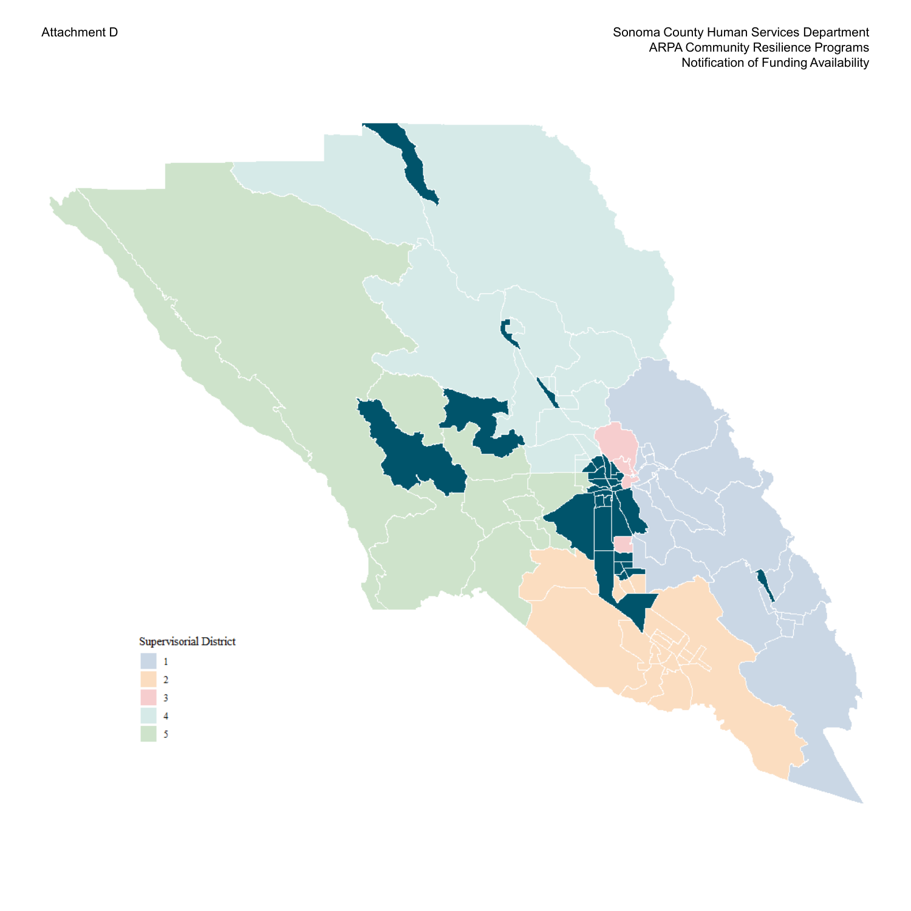Attachment D

Sonoma County Human Services Department
ARPA Community Resilience Programs
Notification of Funding Availability

Supervisorial District

- 1
- 2
- 3
- 4
- 5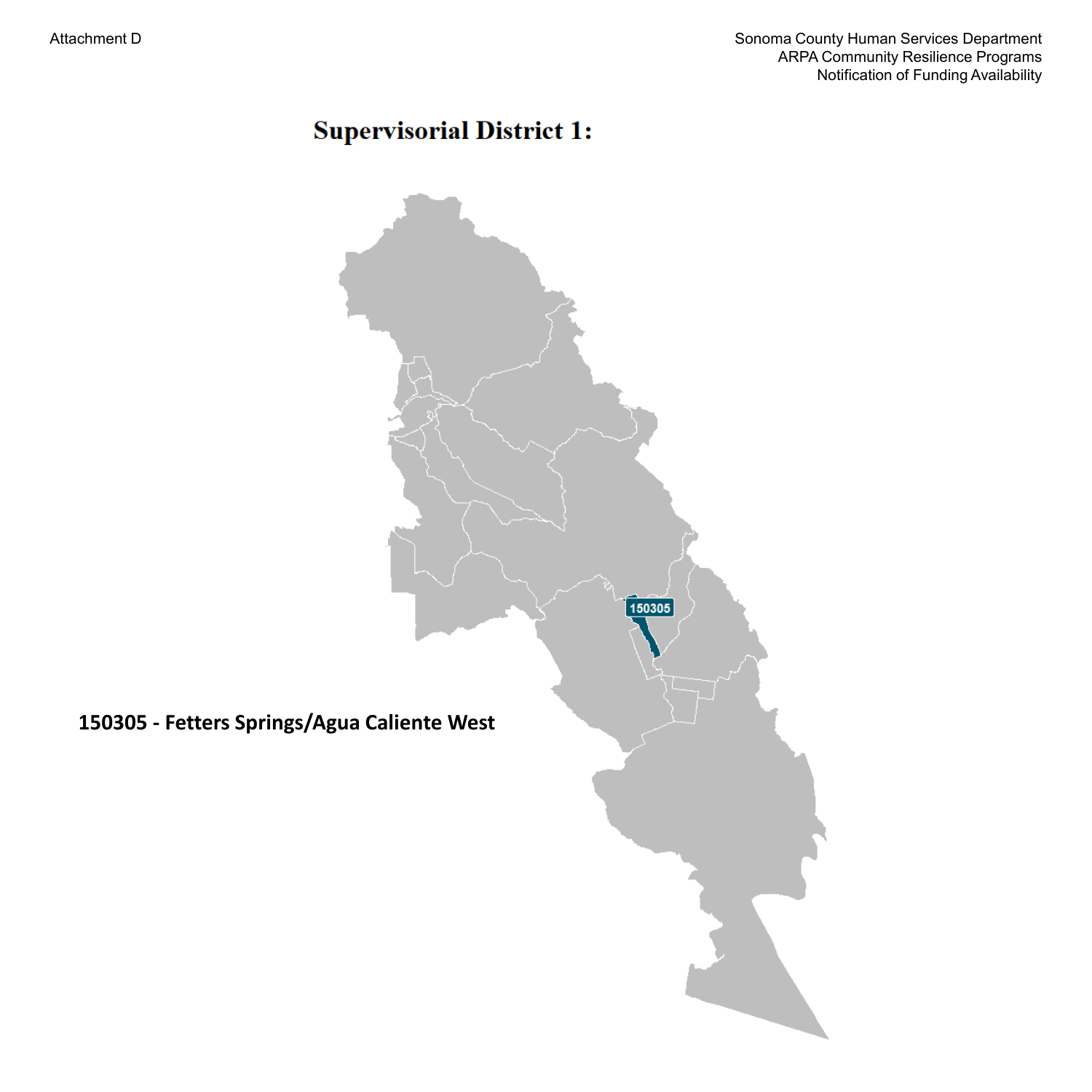# Supervisorial District 1:

**150305 - Fetters Springs/Agua Caliente West**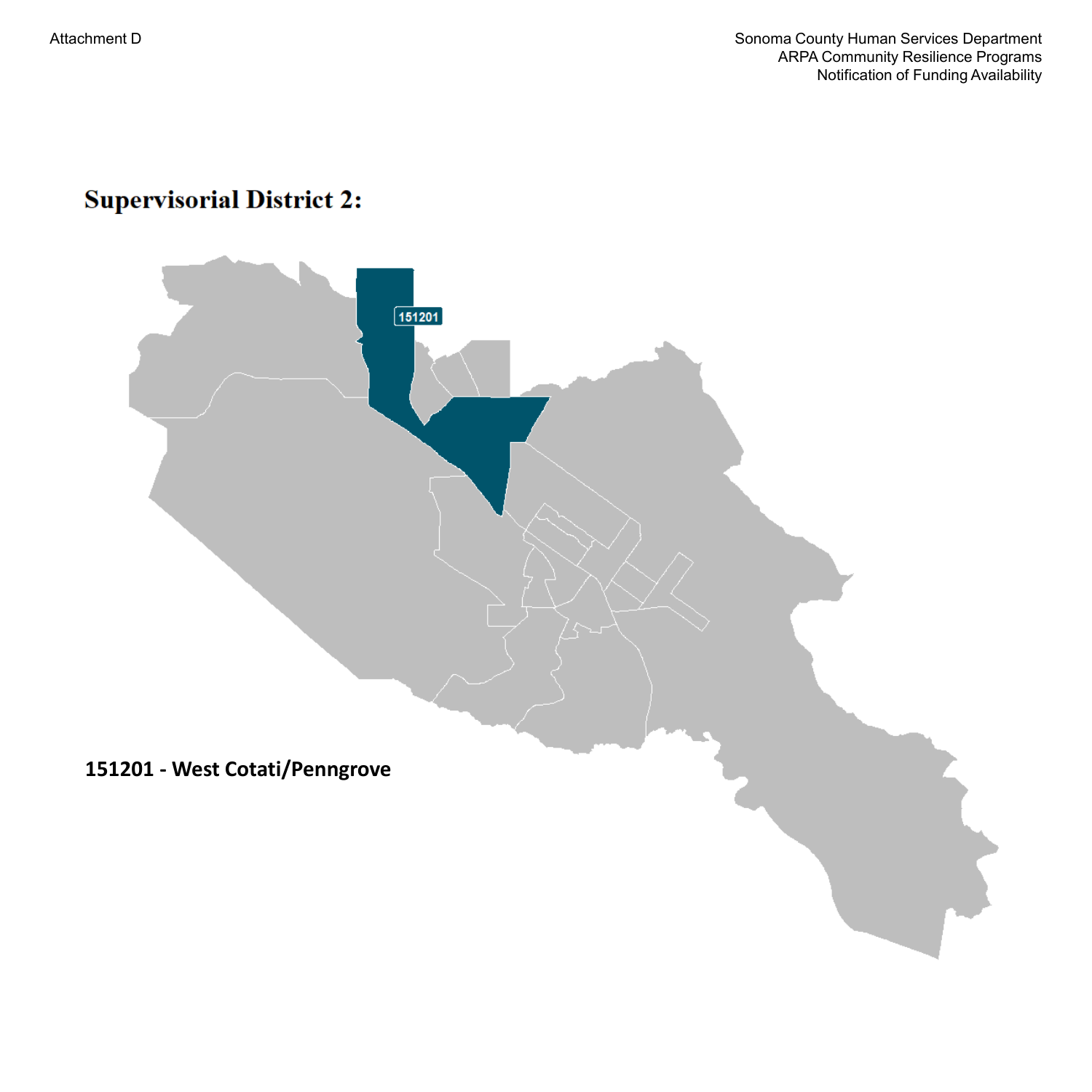# Supervisorial District 2:

**151201 - West Cotati/Penngrove**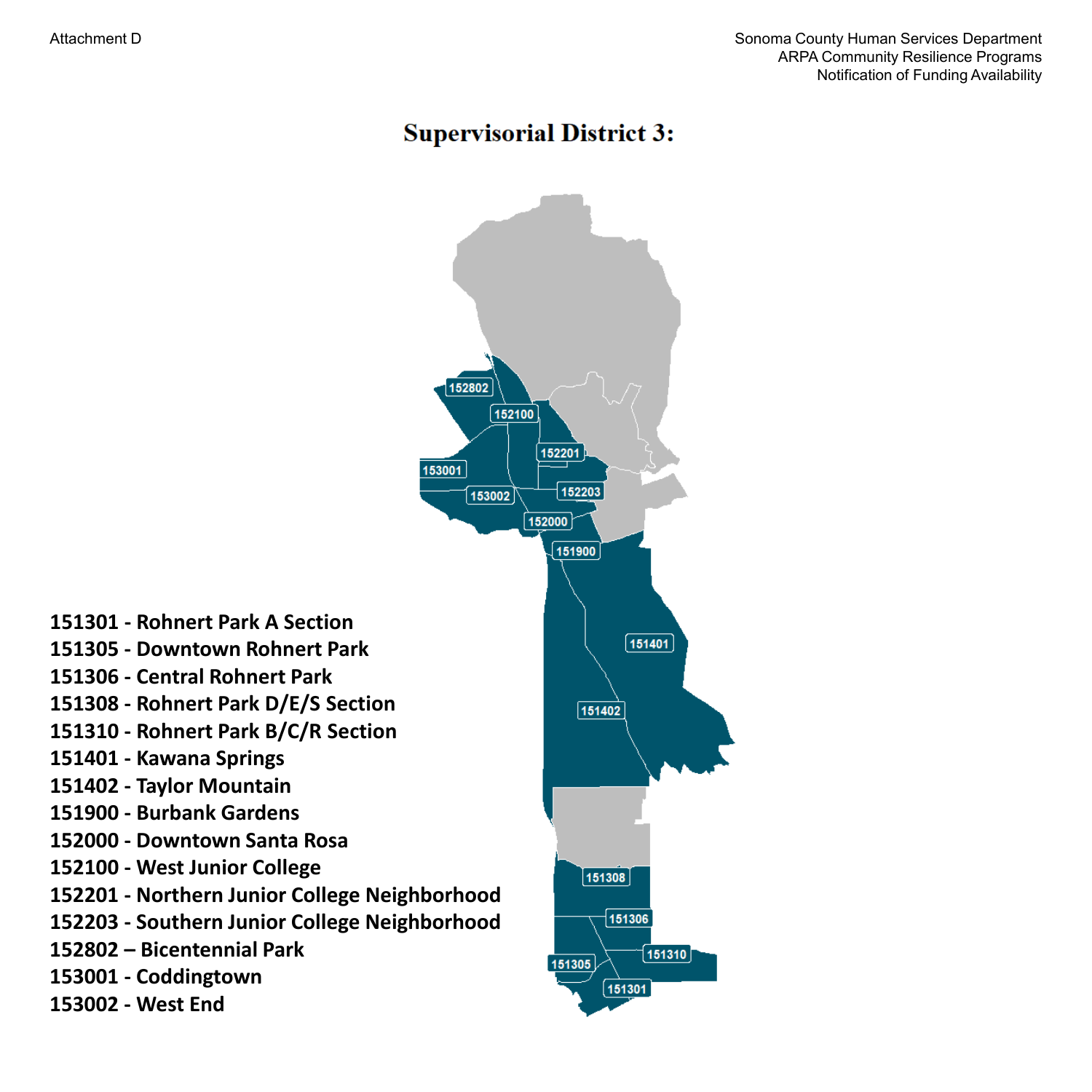# Supervisorial District 3:

- 151301 - Rohnert Park A Section
- 151305 - Downtown Rohnert Park
- 151306 - Central Rohnert Park
- 151308 - Rohnert Park D/E/S Section
- 151310 - Rohnert Park B/C/R Section
- 151401 - Kawana Springs
- 151402 - Taylor Mountain
- 151900 - Burbank Gardens
- 152000 - Downtown Santa Rosa
- 152100 - West Junior College
- 152201 - Northern Junior College Neighborhood
- 152203 - Southern Junior College Neighborhood
- 152802 – Bicentennial Park
- 153001 - Coddingtown
- 153002 - West End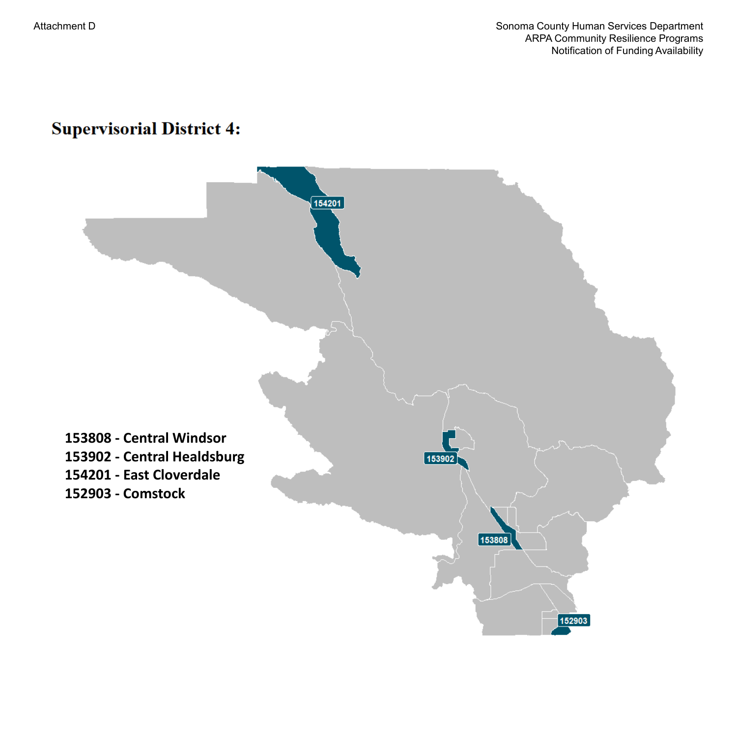Attachment D

# Supervisorial District 4:

153808 - Central Windsor
153902 - Central Healdsburg
154201 - East Cloverdale
152903 - Comstock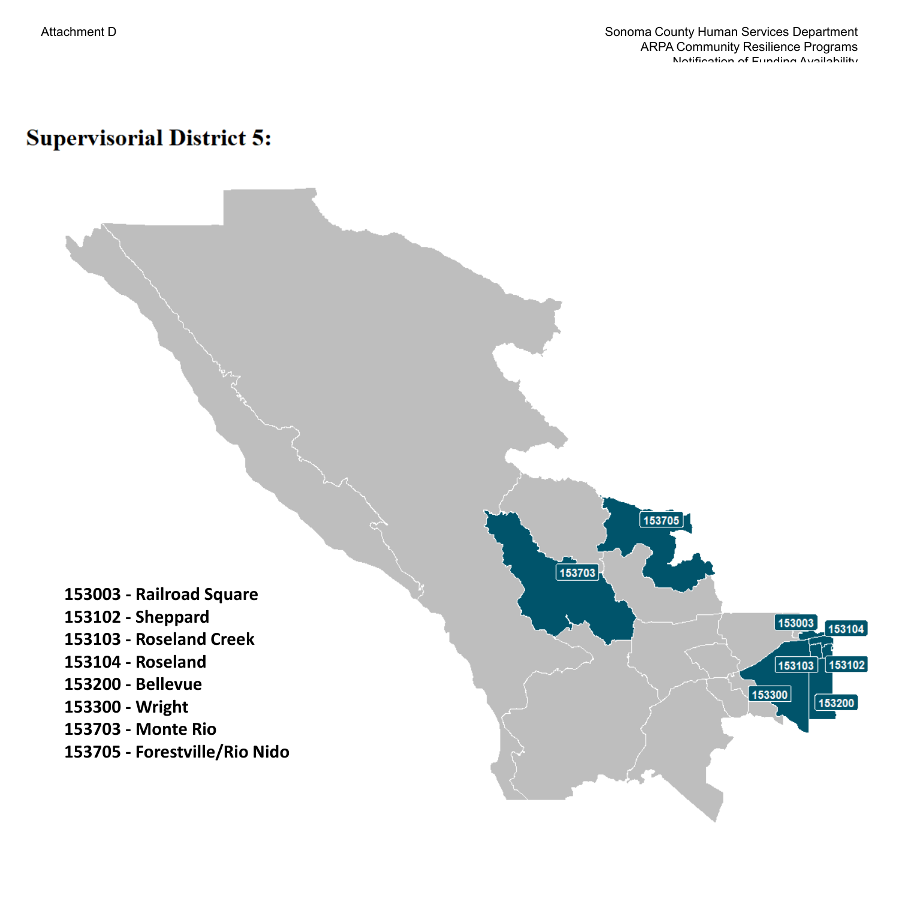# Supervisorial District 5:

153705

153703

153003

153104

153103

153102

153300

153200

153003 - Railroad Square
153102 - Sheppard
153103 - Roseland Creek
153104 - Roseland
153200 - Bellevue
153300 - Wright
153703 - Monte Rio
153705 - Forestville/Rio Nido